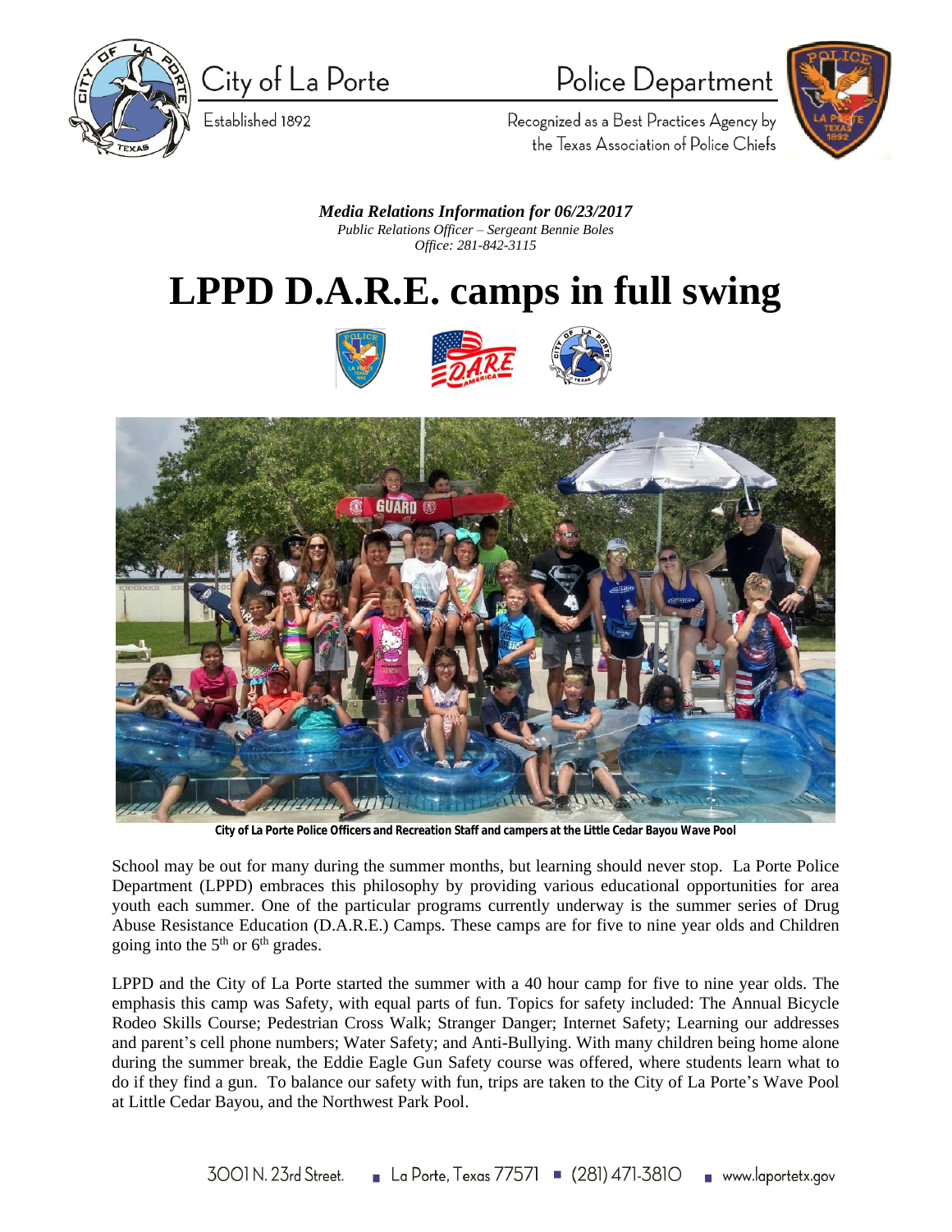City of La Porte

Established 1892

Police Department

Recognized as a Best Practices Agency by the Texas Association of Police Chiefs

*Media Relations Information for 06/23/2017*
*Public Relations Officer – Sergeant Bennie Boles*
*Office: 281-842-3115*

# LPPD D.A.R.E. camps in full swing

**City of La Porte Police Officers and Recreation Staff and campers at the Little Cedar Bayou Wave Pool**

School may be out for many during the summer months, but learning should never stop. La Porte Police Department (LPPD) embraces this philosophy by providing various educational opportunities for area youth each summer. One of the particular programs currently underway is the summer series of Drug Abuse Resistance Education (D.A.R.E.) Camps. These camps are for five to nine year olds and Children going into the 5th or 6th grades.

LPPD and the City of La Porte started the summer with a 40 hour camp for five to nine year olds. The emphasis this camp was Safety, with equal parts of fun. Topics for safety included: The Annual Bicycle Rodeo Skills Course; Pedestrian Cross Walk; Stranger Danger; Internet Safety; Learning our addresses and parent's cell phone numbers; Water Safety; and Anti-Bullying. With many children being home alone during the summer break, the Eddie Eagle Gun Safety course was offered, where students learn what to do if they find a gun. To balance our safety with fun, trips are taken to the City of La Porte's Wave Pool at Little Cedar Bayou, and the Northwest Park Pool.

3001 N. 23rd Street. La Porte, Texas 77571 (281) 471-3810 www.laportetx.gov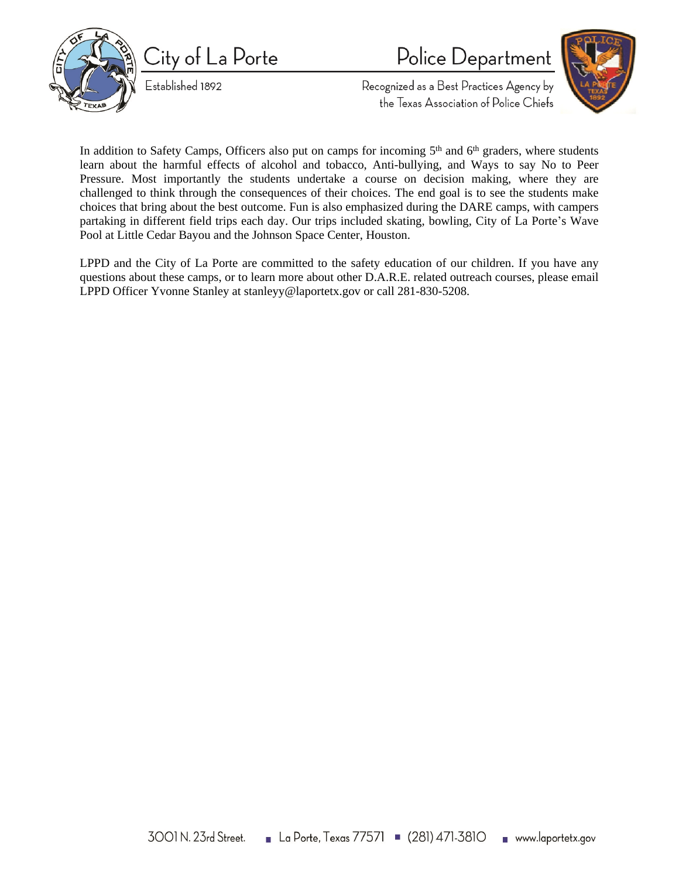In addition to Safety Camps, Officers also put on camps for incoming 5th and 6th graders, where students learn about the harmful effects of alcohol and tobacco, Anti-bullying, and Ways to say No to Peer Pressure. Most importantly the students undertake a course on decision making, where they are challenged to think through the consequences of their choices. The end goal is to see the students make choices that bring about the best outcome. Fun is also emphasized during the DARE camps, with campers partaking in different field trips each day. Our trips included skating, bowling, City of La Porte's Wave Pool at Little Cedar Bayou and the Johnson Space Center, Houston.

LPPD and the City of La Porte are committed to the safety education of our children. If you have any questions about these camps, or to learn more about other D.A.R.E. related outreach courses, please email LPPD Officer Yvonne Stanley at stanleyy@laportetx.gov or call 281-830-5208.